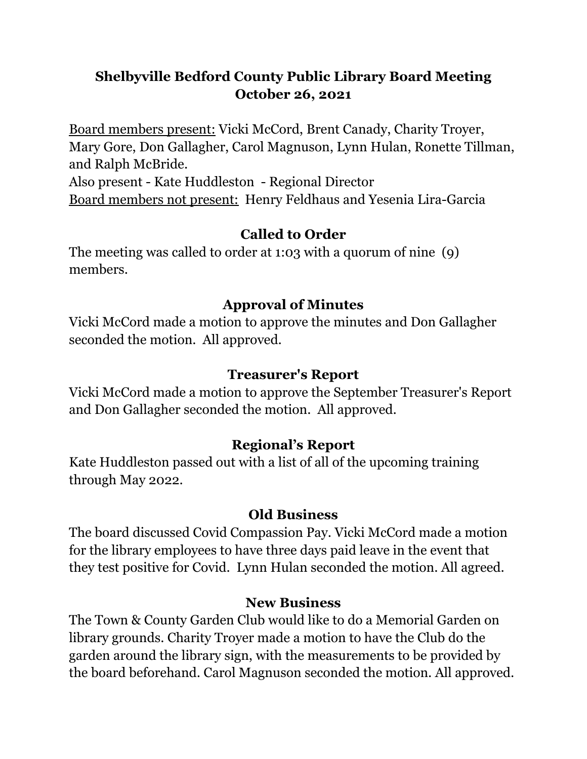# Shelbyville Bedford County Public Library Board Meeting
# October 26, 2021

Board members present: Vicki McCord, Brent Canady, Charity Troyer, Mary Gore, Don Gallagher, Carol Magnuson, Lynn Hulan, Ronette Tillman, and Ralph McBride.

Also present - Kate Huddleston - Regional Director

Board members not present: Henry Feldhaus and Yesenia Lira-Garcia

## Called to Order

The meeting was called to order at 1:03 with a quorum of nine (9) members.

## Approval of Minutes

Vicki McCord made a motion to approve the minutes and Don Gallagher seconded the motion. All approved.

## Treasurer's Report

Vicki McCord made a motion to approve the September Treasurer's Report and Don Gallagher seconded the motion. All approved.

## Regional's Report

Kate Huddleston passed out with a list of all of the upcoming training through May 2022.

## Old Business

The board discussed Covid Compassion Pay. Vicki McCord made a motion for the library employees to have three days paid leave in the event that they test positive for Covid. Lynn Hulan seconded the motion. All agreed.

## New Business

The Town & County Garden Club would like to do a Memorial Garden on library grounds. Charity Troyer made a motion to have the Club do the garden around the library sign, with the measurements to be provided by the board beforehand. Carol Magnuson seconded the motion. All approved.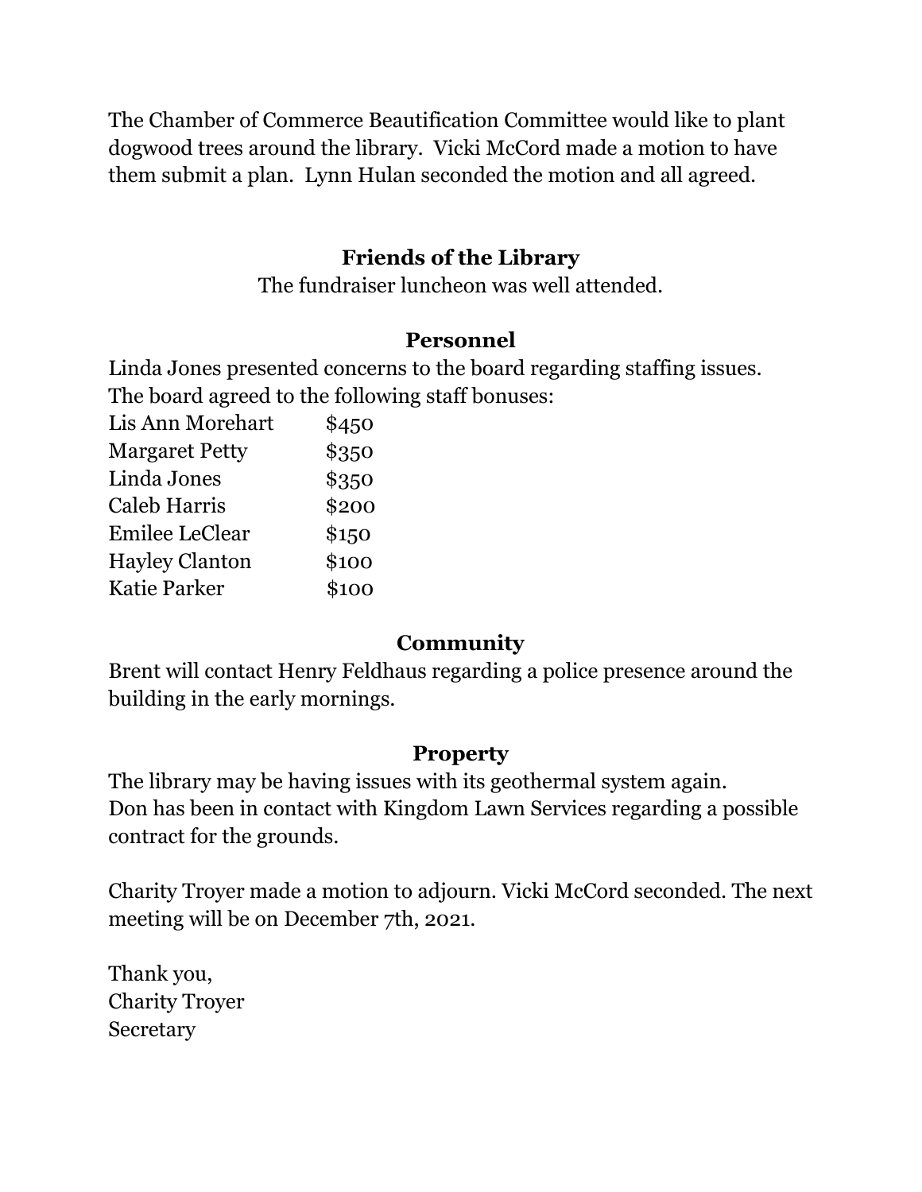The Chamber of Commerce Beautification Committee would like to plant dogwood trees around the library. Vicki McCord made a motion to have them submit a plan. Lynn Hulan seconded the motion and all agreed.

## Friends of the Library

The fundraiser luncheon was well attended.

## Personnel

Linda Jones presented concerns to the board regarding staffing issues. The board agreed to the following staff bonuses:

| | |
|---|---|
| Lis Ann Morehart | $450 |
| Margaret Petty | $350 |
| Linda Jones | $350 |
| Caleb Harris | $200 |
| Emilee LeClear | $150 |
| Hayley Clanton | $100 |
| Katie Parker | $100 |

## Community

Brent will contact Henry Feldhaus regarding a police presence around the building in the early mornings.

## Property

The library may be having issues with its geothermal system again.
Don has been in contact with Kingdom Lawn Services regarding a possible contract for the grounds.

Charity Troyer made a motion to adjourn. Vicki McCord seconded. The next meeting will be on December 7th, 2021.

Thank you,
Charity Troyer
Secretary